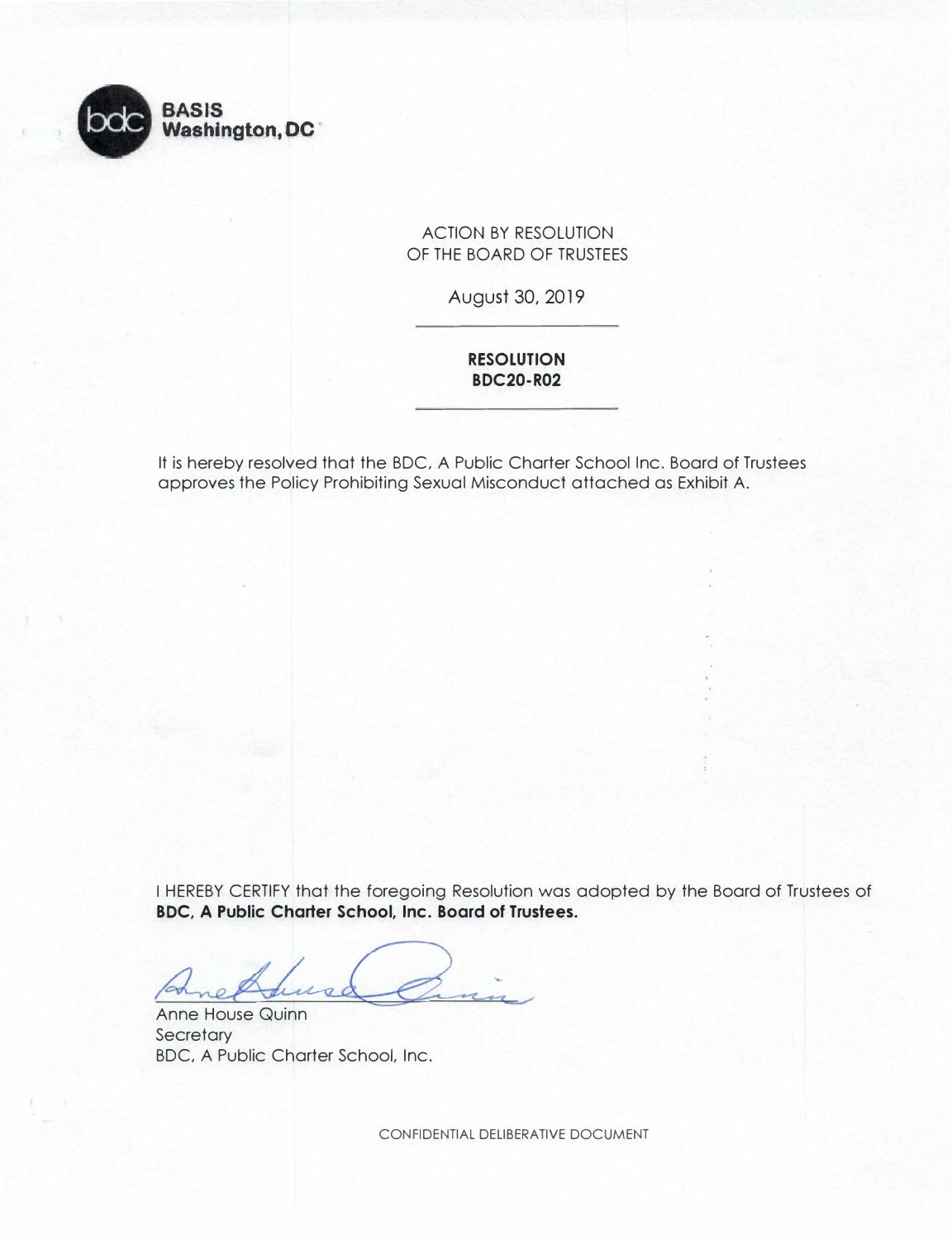**BASIS Washington, DC**

ACTION BY RESOLUTION
OF THE BOARD OF TRUSTEES

August 30, 2019

---

**RESOLUTION**
**BDC20-R02**

---

It is hereby resolved that the BDC, A Public Charter School Inc. Board of Trustees approves the Policy Prohibiting Sexual Misconduct attached as Exhibit A.

I HEREBY CERTIFY that the foregoing Resolution was adopted by the Board of Trustees of **BDC, A Public Charter School, Inc. Board of Trustees.**

Anne House Quinn
Secretary
BDC, A Public Charter School, Inc.

CONFIDENTIAL DELIBERATIVE DOCUMENT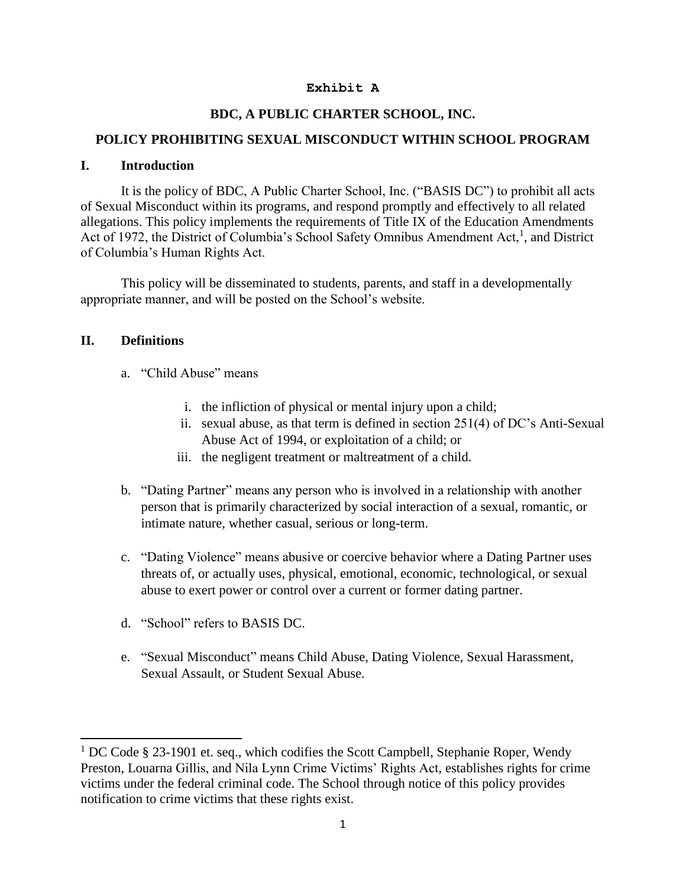**Exhibit A**

**BDC, A PUBLIC CHARTER SCHOOL, INC.**

**POLICY PROHIBITING SEXUAL MISCONDUCT WITHIN SCHOOL PROGRAM**

## I. Introduction

It is the policy of BDC, A Public Charter School, Inc. ("BASIS DC") to prohibit all acts of Sexual Misconduct within its programs, and respond promptly and effectively to all related allegations. This policy implements the requirements of Title IX of the Education Amendments Act of 1972, the District of Columbia's School Safety Omnibus Amendment Act,[1], and District of Columbia's Human Rights Act.

This policy will be disseminated to students, parents, and staff in a developmentally appropriate manner, and will be posted on the School's website.

## II. Definitions

a. "Child Abuse" means

   i. the infliction of physical or mental injury upon a child;
   ii. sexual abuse, as that term is defined in section 251(4) of DC's Anti-Sexual Abuse Act of 1994, or exploitation of a child; or
   iii. the negligent treatment or maltreatment of a child.

b. "Dating Partner" means any person who is involved in a relationship with another person that is primarily characterized by social interaction of a sexual, romantic, or intimate nature, whether casual, serious or long-term.

c. "Dating Violence" means abusive or coercive behavior where a Dating Partner uses threats of, or actually uses, physical, emotional, economic, technological, or sexual abuse to exert power or control over a current or former dating partner.

d. "School" refers to BASIS DC.

e. "Sexual Misconduct" means Child Abuse, Dating Violence, Sexual Harassment, Sexual Assault, or Student Sexual Abuse.

---

[1] DC Code § 23-1901 et. seq., which codifies the Scott Campbell, Stephanie Roper, Wendy Preston, Louarna Gillis, and Nila Lynn Crime Victims' Rights Act, establishes rights for crime victims under the federal criminal code. The School through notice of this policy provides notification to crime victims that these rights exist.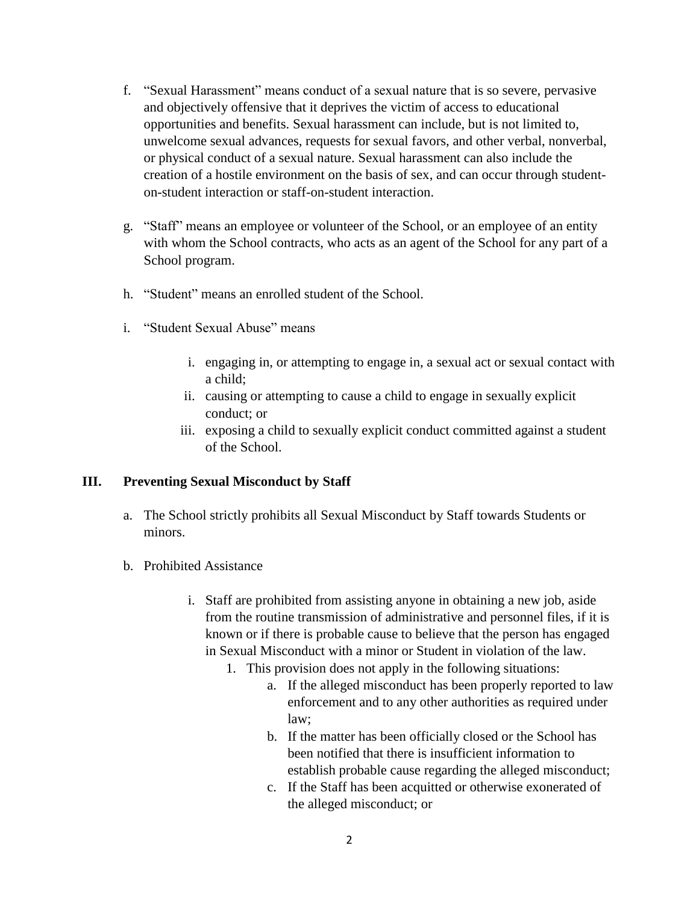f. "Sexual Harassment" means conduct of a sexual nature that is so severe, pervasive and objectively offensive that it deprives the victim of access to educational opportunities and benefits. Sexual harassment can include, but is not limited to, unwelcome sexual advances, requests for sexual favors, and other verbal, nonverbal, or physical conduct of a sexual nature. Sexual harassment can also include the creation of a hostile environment on the basis of sex, and can occur through student-on-student interaction or staff-on-student interaction.

g. "Staff" means an employee or volunteer of the School, or an employee of an entity with whom the School contracts, who acts as an agent of the School for any part of a School program.

h. "Student" means an enrolled student of the School.

i. "Student Sexual Abuse" means

   i. engaging in, or attempting to engage in, a sexual act or sexual contact with a child;
   ii. causing or attempting to cause a child to engage in sexually explicit conduct; or
   iii. exposing a child to sexually explicit conduct committed against a student of the School.

## III. Preventing Sexual Misconduct by Staff

a. The School strictly prohibits all Sexual Misconduct by Staff towards Students or minors.

b. Prohibited Assistance

   i. Staff are prohibited from assisting anyone in obtaining a new job, aside from the routine transmission of administrative and personnel files, if it is known or if there is probable cause to believe that the person has engaged in Sexual Misconduct with a minor or Student in violation of the law.
      1. This provision does not apply in the following situations:
         a. If the alleged misconduct has been properly reported to law enforcement and to any other authorities as required under law;
         b. If the matter has been officially closed or the School has been notified that there is insufficient information to establish probable cause regarding the alleged misconduct;
         c. If the Staff has been acquitted or otherwise exonerated of the alleged misconduct; or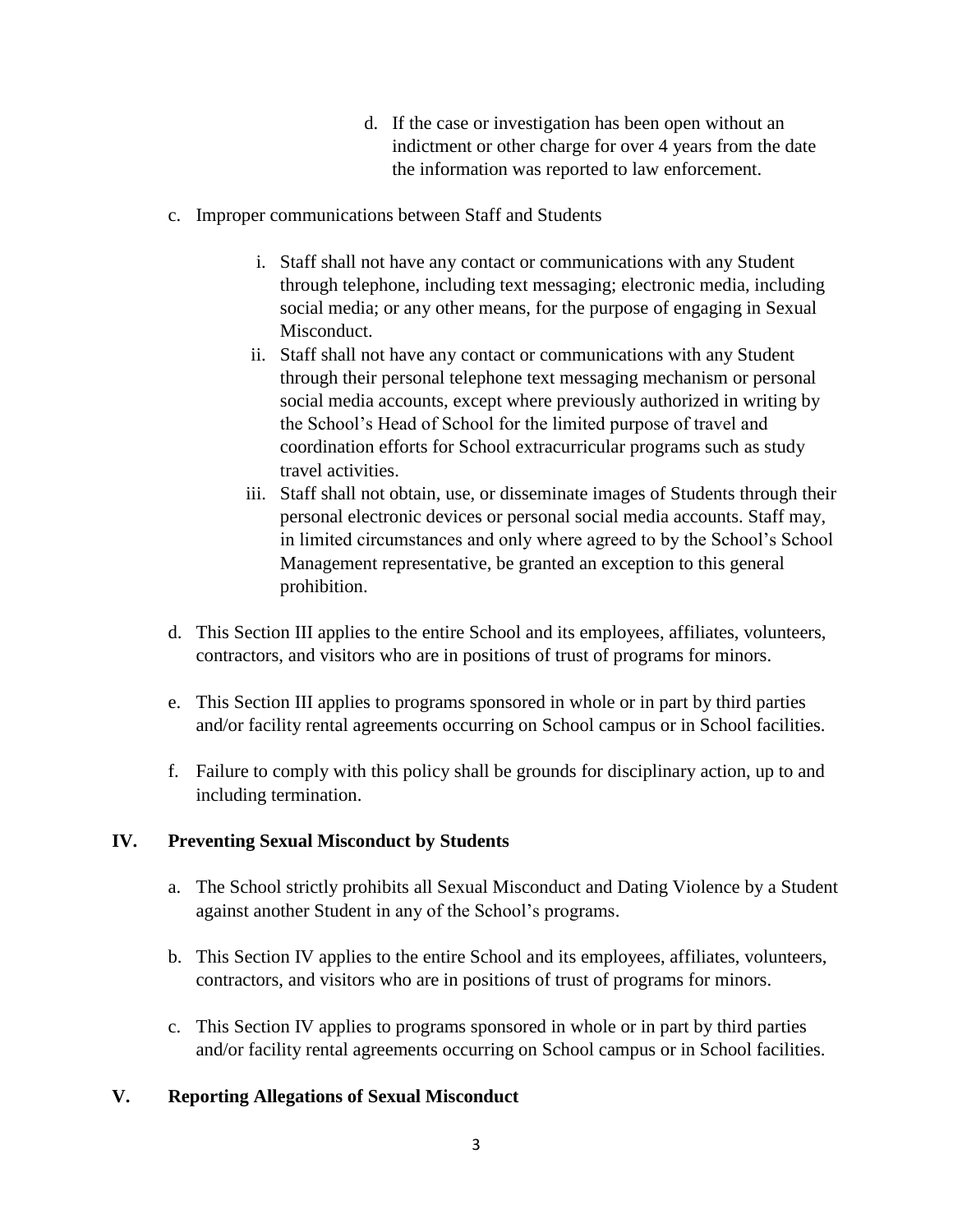d. If the case or investigation has been open without an indictment or other charge for over 4 years from the date the information was reported to law enforcement.

c. Improper communications between Staff and Students

   i. Staff shall not have any contact or communications with any Student through telephone, including text messaging; electronic media, including social media; or any other means, for the purpose of engaging in Sexual Misconduct.
   ii. Staff shall not have any contact or communications with any Student through their personal telephone text messaging mechanism or personal social media accounts, except where previously authorized in writing by the School's Head of School for the limited purpose of travel and coordination efforts for School extracurricular programs such as study travel activities.
   iii. Staff shall not obtain, use, or disseminate images of Students through their personal electronic devices or personal social media accounts. Staff may, in limited circumstances and only where agreed to by the School's School Management representative, be granted an exception to this general prohibition.

d. This Section III applies to the entire School and its employees, affiliates, volunteers, contractors, and visitors who are in positions of trust of programs for minors.

e. This Section III applies to programs sponsored in whole or in part by third parties and/or facility rental agreements occurring on School campus or in School facilities.

f. Failure to comply with this policy shall be grounds for disciplinary action, up to and including termination.

## IV. Preventing Sexual Misconduct by Students

a. The School strictly prohibits all Sexual Misconduct and Dating Violence by a Student against another Student in any of the School's programs.

b. This Section IV applies to the entire School and its employees, affiliates, volunteers, contractors, and visitors who are in positions of trust of programs for minors.

c. This Section IV applies to programs sponsored in whole or in part by third parties and/or facility rental agreements occurring on School campus or in School facilities.

## V. Reporting Allegations of Sexual Misconduct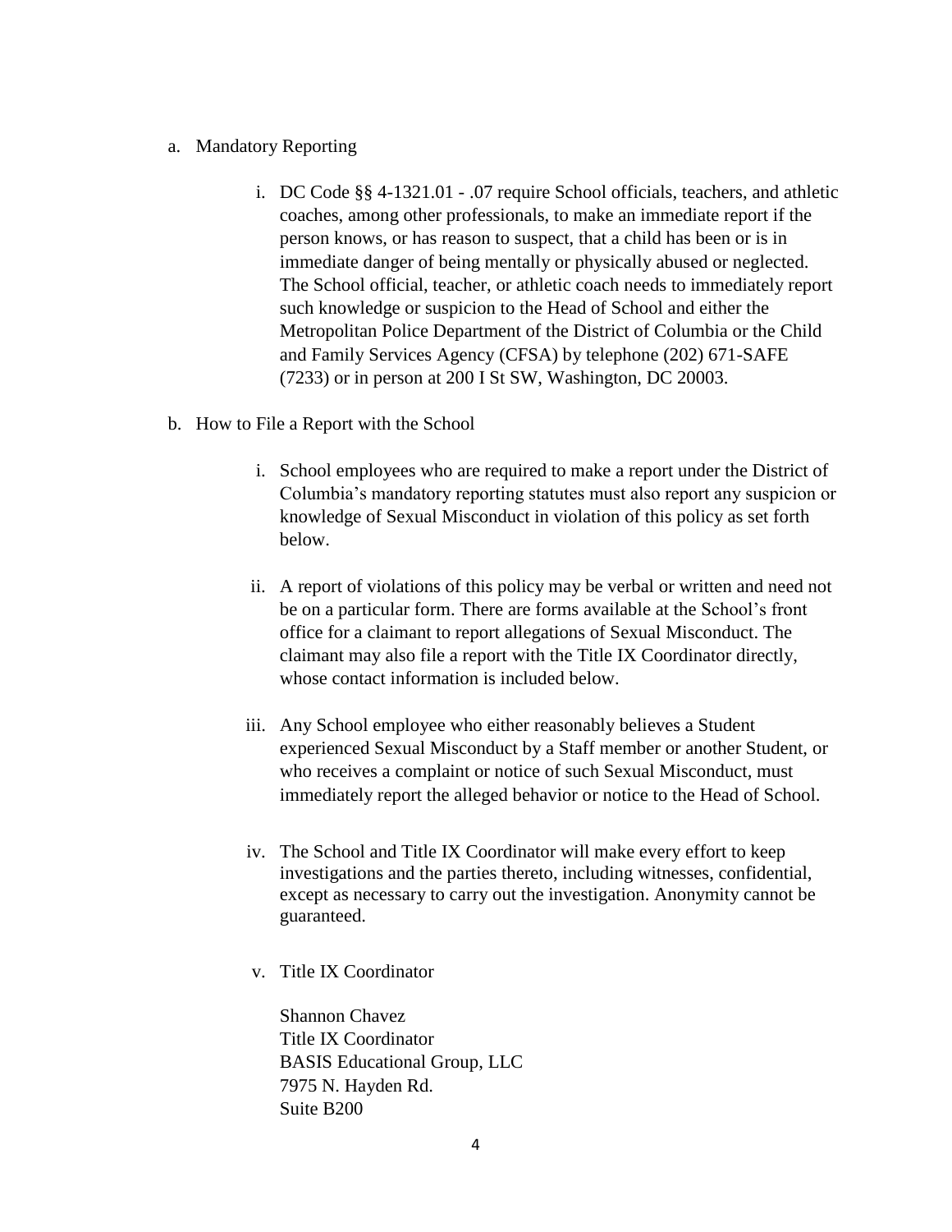a. Mandatory Reporting

   i. DC Code §§ 4-1321.01 - .07 require School officials, teachers, and athletic coaches, among other professionals, to make an immediate report if the person knows, or has reason to suspect, that a child has been or is in immediate danger of being mentally or physically abused or neglected. The School official, teacher, or athletic coach needs to immediately report such knowledge or suspicion to the Head of School and either the Metropolitan Police Department of the District of Columbia or the Child and Family Services Agency (CFSA) by telephone (202) 671-SAFE (7233) or in person at 200 I St SW, Washington, DC 20003.

b. How to File a Report with the School

   i. School employees who are required to make a report under the District of Columbia's mandatory reporting statutes must also report any suspicion or knowledge of Sexual Misconduct in violation of this policy as set forth below.

   ii. A report of violations of this policy may be verbal or written and need not be on a particular form. There are forms available at the School's front office for a claimant to report allegations of Sexual Misconduct. The claimant may also file a report with the Title IX Coordinator directly, whose contact information is included below.

   iii. Any School employee who either reasonably believes a Student experienced Sexual Misconduct by a Staff member or another Student, or who receives a complaint or notice of such Sexual Misconduct, must immediately report the alleged behavior or notice to the Head of School.

   iv. The School and Title IX Coordinator will make every effort to keep investigations and the parties thereto, including witnesses, confidential, except as necessary to carry out the investigation. Anonymity cannot be guaranteed.

   v. Title IX Coordinator

      Shannon Chavez  
      Title IX Coordinator  
      BASIS Educational Group, LLC  
      7975 N. Hayden Rd.  
      Suite B200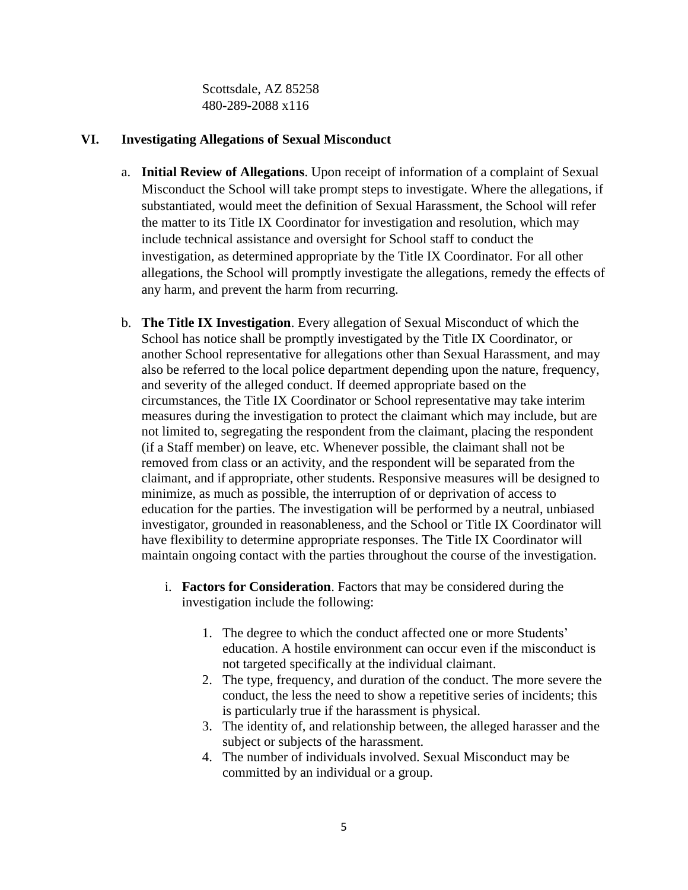Scottsdale, AZ 85258
480-289-2088 x116

## VI. Investigating Allegations of Sexual Misconduct

a. **Initial Review of Allegations**. Upon receipt of information of a complaint of Sexual Misconduct the School will take prompt steps to investigate. Where the allegations, if substantiated, would meet the definition of Sexual Harassment, the School will refer the matter to its Title IX Coordinator for investigation and resolution, which may include technical assistance and oversight for School staff to conduct the investigation, as determined appropriate by the Title IX Coordinator. For all other allegations, the School will promptly investigate the allegations, remedy the effects of any harm, and prevent the harm from recurring.

b. **The Title IX Investigation**. Every allegation of Sexual Misconduct of which the School has notice shall be promptly investigated by the Title IX Coordinator, or another School representative for allegations other than Sexual Harassment, and may also be referred to the local police department depending upon the nature, frequency, and severity of the alleged conduct. If deemed appropriate based on the circumstances, the Title IX Coordinator or School representative may take interim measures during the investigation to protect the claimant which may include, but are not limited to, segregating the respondent from the claimant, placing the respondent (if a Staff member) on leave, etc. Whenever possible, the claimant shall not be removed from class or an activity, and the respondent will be separated from the claimant, and if appropriate, other students. Responsive measures will be designed to minimize, as much as possible, the interruption of or deprivation of access to education for the parties. The investigation will be performed by a neutral, unbiased investigator, grounded in reasonableness, and the School or Title IX Coordinator will have flexibility to determine appropriate responses. The Title IX Coordinator will maintain ongoing contact with the parties throughout the course of the investigation.

   i. **Factors for Consideration**. Factors that may be considered during the investigation include the following:

      1. The degree to which the conduct affected one or more Students' education. A hostile environment can occur even if the misconduct is not targeted specifically at the individual claimant.
      2. The type, frequency, and duration of the conduct. The more severe the conduct, the less the need to show a repetitive series of incidents; this is particularly true if the harassment is physical.
      3. The identity of, and relationship between, the alleged harasser and the subject or subjects of the harassment.
      4. The number of individuals involved. Sexual Misconduct may be committed by an individual or a group.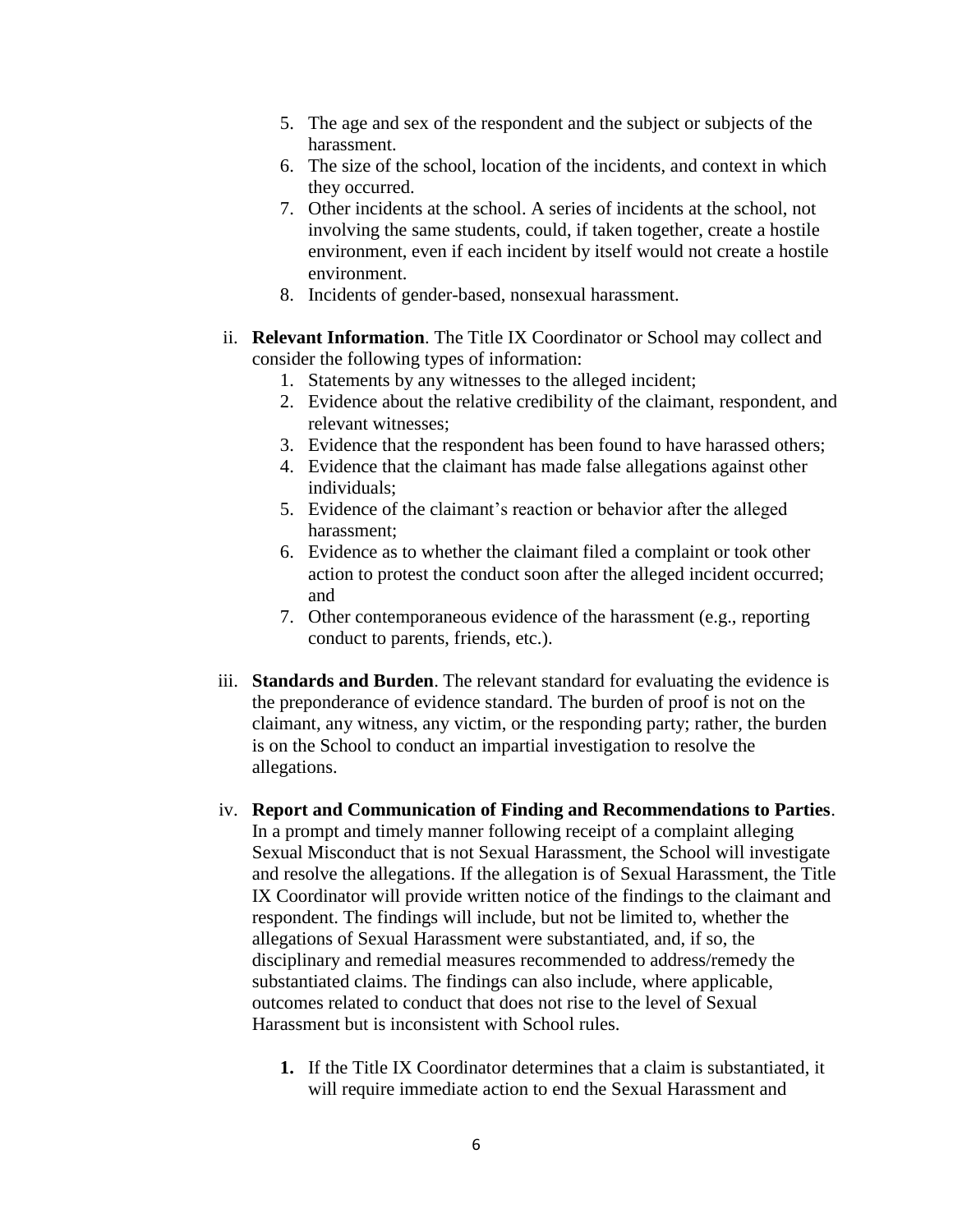5. The age and sex of the respondent and the subject or subjects of the harassment.
6. The size of the school, location of the incidents, and context in which they occurred.
7. Other incidents at the school. A series of incidents at the school, not involving the same students, could, if taken together, create a hostile environment, even if each incident by itself would not create a hostile environment.
8. Incidents of gender-based, nonsexual harassment.

ii. **Relevant Information**. The Title IX Coordinator or School may collect and consider the following types of information:

1. Statements by any witnesses to the alleged incident;
2. Evidence about the relative credibility of the claimant, respondent, and relevant witnesses;
3. Evidence that the respondent has been found to have harassed others;
4. Evidence that the claimant has made false allegations against other individuals;
5. Evidence of the claimant's reaction or behavior after the alleged harassment;
6. Evidence as to whether the claimant filed a complaint or took other action to protest the conduct soon after the alleged incident occurred; and
7. Other contemporaneous evidence of the harassment (e.g., reporting conduct to parents, friends, etc.).

iii. **Standards and Burden**. The relevant standard for evaluating the evidence is the preponderance of evidence standard. The burden of proof is not on the claimant, any witness, any victim, or the responding party; rather, the burden is on the School to conduct an impartial investigation to resolve the allegations.

iv. **Report and Communication of Finding and Recommendations to Parties**. In a prompt and timely manner following receipt of a complaint alleging Sexual Misconduct that is not Sexual Harassment, the School will investigate and resolve the allegations. If the allegation is of Sexual Harassment, the Title IX Coordinator will provide written notice of the findings to the claimant and respondent. The findings will include, but not be limited to, whether the allegations of Sexual Harassment were substantiated, and, if so, the disciplinary and remedial measures recommended to address/remedy the substantiated claims. The findings can also include, where applicable, outcomes related to conduct that does not rise to the level of Sexual Harassment but is inconsistent with School rules.

**1.** If the Title IX Coordinator determines that a claim is substantiated, it will require immediate action to end the Sexual Harassment and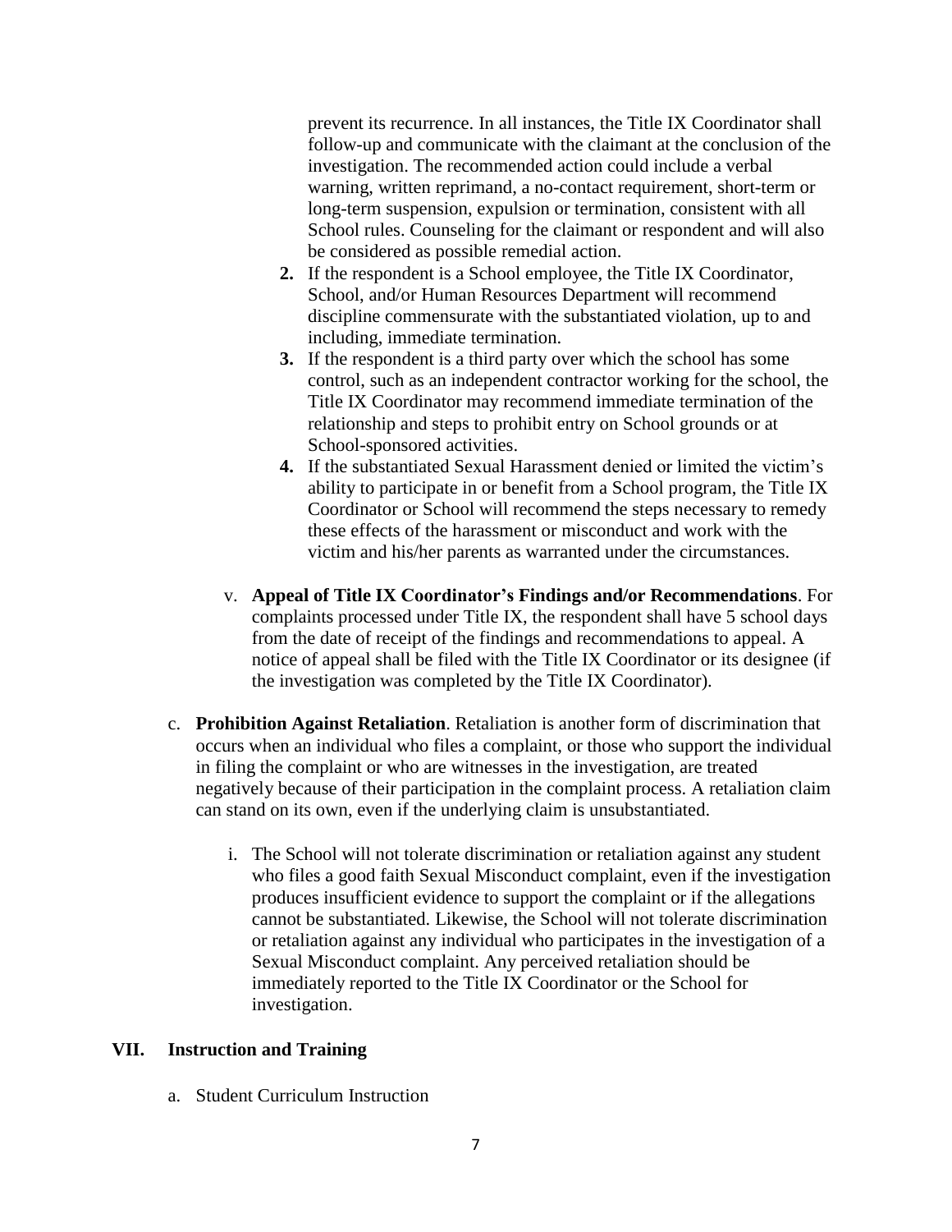prevent its recurrence. In all instances, the Title IX Coordinator shall follow-up and communicate with the claimant at the conclusion of the investigation. The recommended action could include a verbal warning, written reprimand, a no-contact requirement, short-term or long-term suspension, expulsion or termination, consistent with all School rules. Counseling for the claimant or respondent and will also be considered as possible remedial action.

2. If the respondent is a School employee, the Title IX Coordinator, School, and/or Human Resources Department will recommend discipline commensurate with the substantiated violation, up to and including, immediate termination.
3. If the respondent is a third party over which the school has some control, such as an independent contractor working for the school, the Title IX Coordinator may recommend immediate termination of the relationship and steps to prohibit entry on School grounds or at School-sponsored activities.
4. If the substantiated Sexual Harassment denied or limited the victim's ability to participate in or benefit from a School program, the Title IX Coordinator or School will recommend the steps necessary to remedy these effects of the harassment or misconduct and work with the victim and his/her parents as warranted under the circumstances.

v. **Appeal of Title IX Coordinator's Findings and/or Recommendations**. For complaints processed under Title IX, the respondent shall have 5 school days from the date of receipt of the findings and recommendations to appeal. A notice of appeal shall be filed with the Title IX Coordinator or its designee (if the investigation was completed by the Title IX Coordinator).

c. **Prohibition Against Retaliation**. Retaliation is another form of discrimination that occurs when an individual who files a complaint, or those who support the individual in filing the complaint or who are witnesses in the investigation, are treated negatively because of their participation in the complaint process. A retaliation claim can stand on its own, even if the underlying claim is unsubstantiated.

i. The School will not tolerate discrimination or retaliation against any student who files a good faith Sexual Misconduct complaint, even if the investigation produces insufficient evidence to support the complaint or if the allegations cannot be substantiated. Likewise, the School will not tolerate discrimination or retaliation against any individual who participates in the investigation of a Sexual Misconduct complaint. Any perceived retaliation should be immediately reported to the Title IX Coordinator or the School for investigation.

## VII. Instruction and Training

a. Student Curriculum Instruction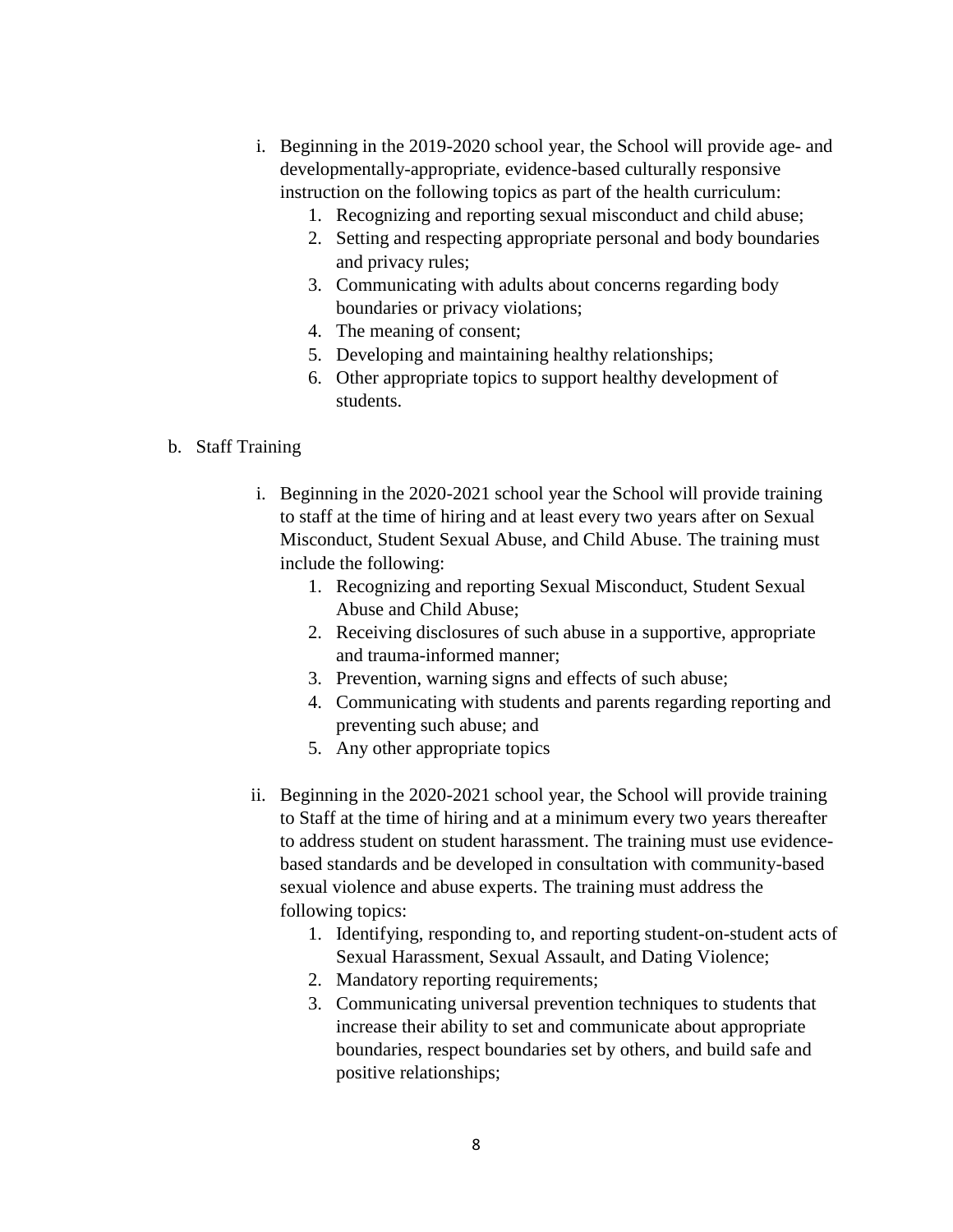i. Beginning in the 2019-2020 school year, the School will provide age- and developmentally-appropriate, evidence-based culturally responsive instruction on the following topics as part of the health curriculum:
    1. Recognizing and reporting sexual misconduct and child abuse;
    2. Setting and respecting appropriate personal and body boundaries and privacy rules;
    3. Communicating with adults about concerns regarding body boundaries or privacy violations;
    4. The meaning of consent;
    5. Developing and maintaining healthy relationships;
    6. Other appropriate topics to support healthy development of students.

b. Staff Training

i. Beginning in the 2020-2021 school year the School will provide training to staff at the time of hiring and at least every two years after on Sexual Misconduct, Student Sexual Abuse, and Child Abuse. The training must include the following:
    1. Recognizing and reporting Sexual Misconduct, Student Sexual Abuse and Child Abuse;
    2. Receiving disclosures of such abuse in a supportive, appropriate and trauma-informed manner;
    3. Prevention, warning signs and effects of such abuse;
    4. Communicating with students and parents regarding reporting and preventing such abuse; and
    5. Any other appropriate topics

ii. Beginning in the 2020-2021 school year, the School will provide training to Staff at the time of hiring and at a minimum every two years thereafter to address student on student harassment. The training must use evidence-based standards and be developed in consultation with community-based sexual violence and abuse experts. The training must address the following topics:
    1. Identifying, responding to, and reporting student-on-student acts of Sexual Harassment, Sexual Assault, and Dating Violence;
    2. Mandatory reporting requirements;
    3. Communicating universal prevention techniques to students that increase their ability to set and communicate about appropriate boundaries, respect boundaries set by others, and build safe and positive relationships;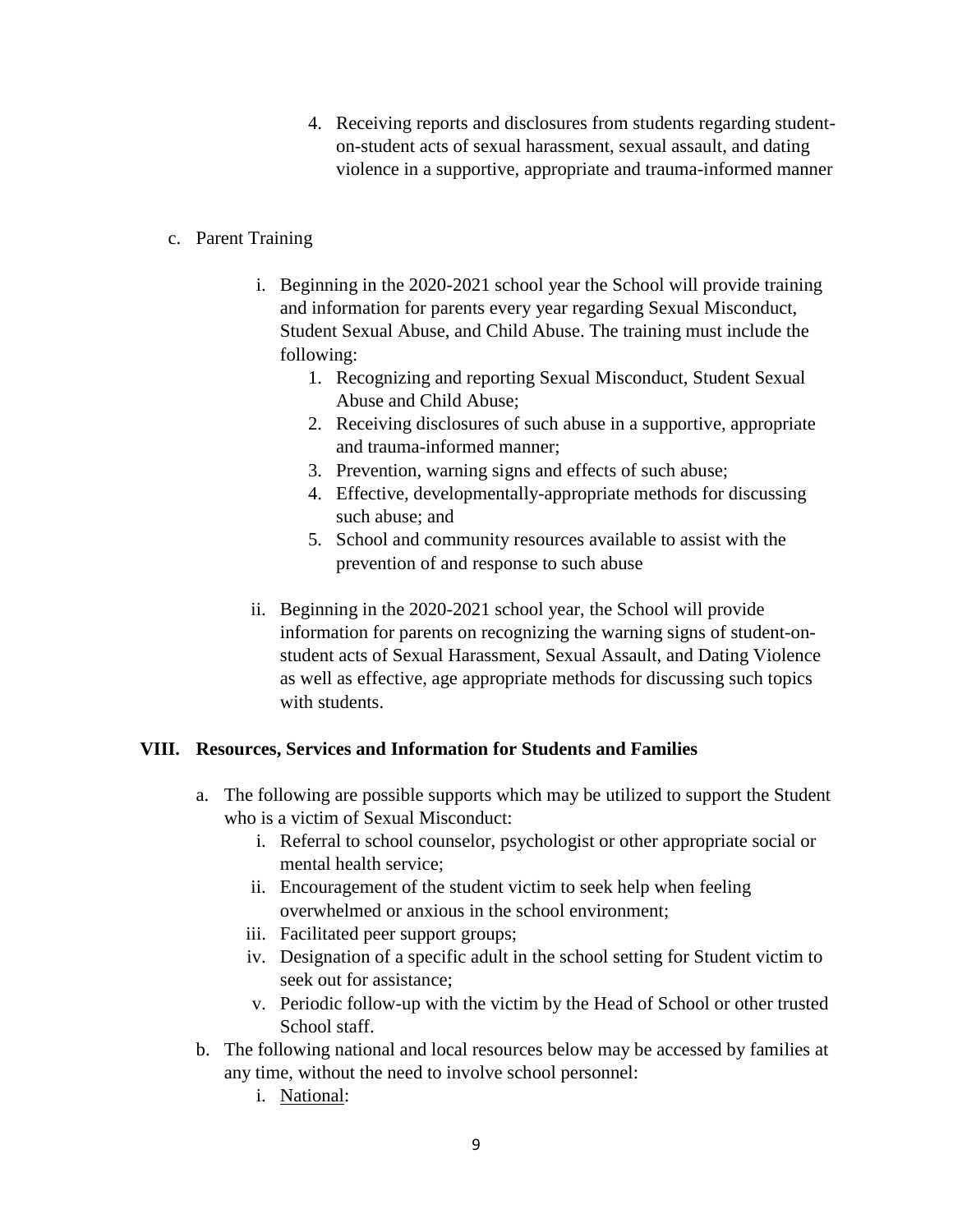4. Receiving reports and disclosures from students regarding student-on-student acts of sexual harassment, sexual assault, and dating violence in a supportive, appropriate and trauma-informed manner

c. Parent Training

   i. Beginning in the 2020-2021 school year the School will provide training and information for parents every year regarding Sexual Misconduct, Student Sexual Abuse, and Child Abuse. The training must include the following:
      1. Recognizing and reporting Sexual Misconduct, Student Sexual Abuse and Child Abuse;
      2. Receiving disclosures of such abuse in a supportive, appropriate and trauma-informed manner;
      3. Prevention, warning signs and effects of such abuse;
      4. Effective, developmentally-appropriate methods for discussing such abuse; and
      5. School and community resources available to assist with the prevention of and response to such abuse

   ii. Beginning in the 2020-2021 school year, the School will provide information for parents on recognizing the warning signs of student-on-student acts of Sexual Harassment, Sexual Assault, and Dating Violence as well as effective, age appropriate methods for discussing such topics with students.

## VIII. Resources, Services and Information for Students and Families

a. The following are possible supports which may be utilized to support the Student who is a victim of Sexual Misconduct:
   i. Referral to school counselor, psychologist or other appropriate social or mental health service;
   ii. Encouragement of the student victim to seek help when feeling overwhelmed or anxious in the school environment;
   iii. Facilitated peer support groups;
   iv. Designation of a specific adult in the school setting for Student victim to seek out for assistance;
   v. Periodic follow-up with the victim by the Head of School or other trusted School staff.

b. The following national and local resources below may be accessed by families at any time, without the need to involve school personnel:
   i. National: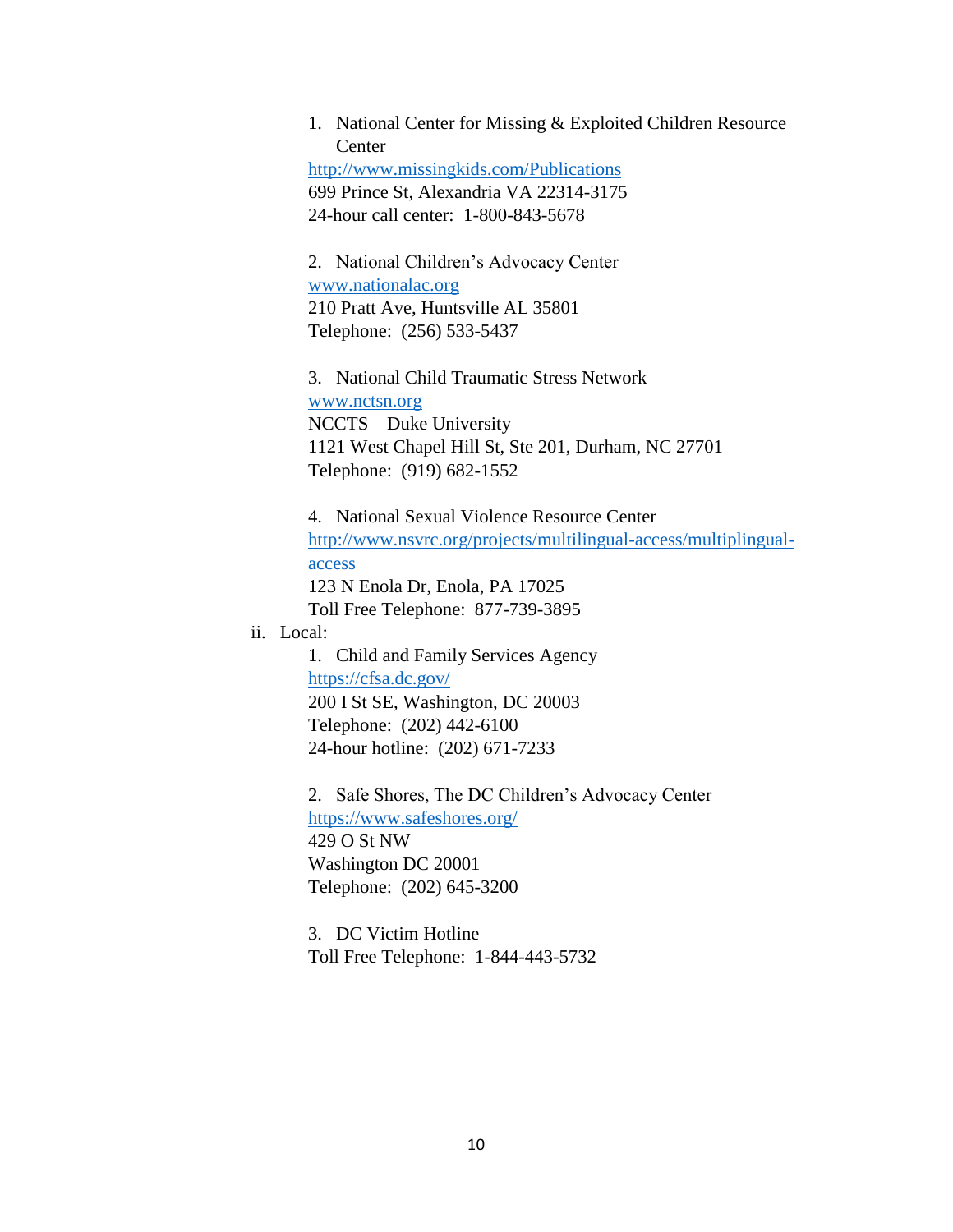1. National Center for Missing & Exploited Children Resource Center
   http://www.missingkids.com/Publications
   699 Prince St, Alexandria VA 22314-3175
   24-hour call center: 1-800-843-5678

2. National Children's Advocacy Center
   www.nationalac.org
   210 Pratt Ave, Huntsville AL 35801
   Telephone: (256) 533-5437

3. National Child Traumatic Stress Network
   www.nctsn.org
   NCCTS – Duke University
   1121 West Chapel Hill St, Ste 201, Durham, NC 27701
   Telephone: (919) 682-1552

4. National Sexual Violence Resource Center
   http://www.nsvrc.org/projects/multilingual-access/multiplingual-access
   123 N Enola Dr, Enola, PA 17025
   Toll Free Telephone: 877-739-3895

ii. <u>Local</u>:

1. Child and Family Services Agency
   https://cfsa.dc.gov/
   200 I St SE, Washington, DC 20003
   Telephone: (202) 442-6100
   24-hour hotline: (202) 671-7233

2. Safe Shores, The DC Children's Advocacy Center
   https://www.safeshores.org/
   429 O St NW
   Washington DC 20001
   Telephone: (202) 645-3200

3. DC Victim Hotline
   Toll Free Telephone: 1-844-443-5732